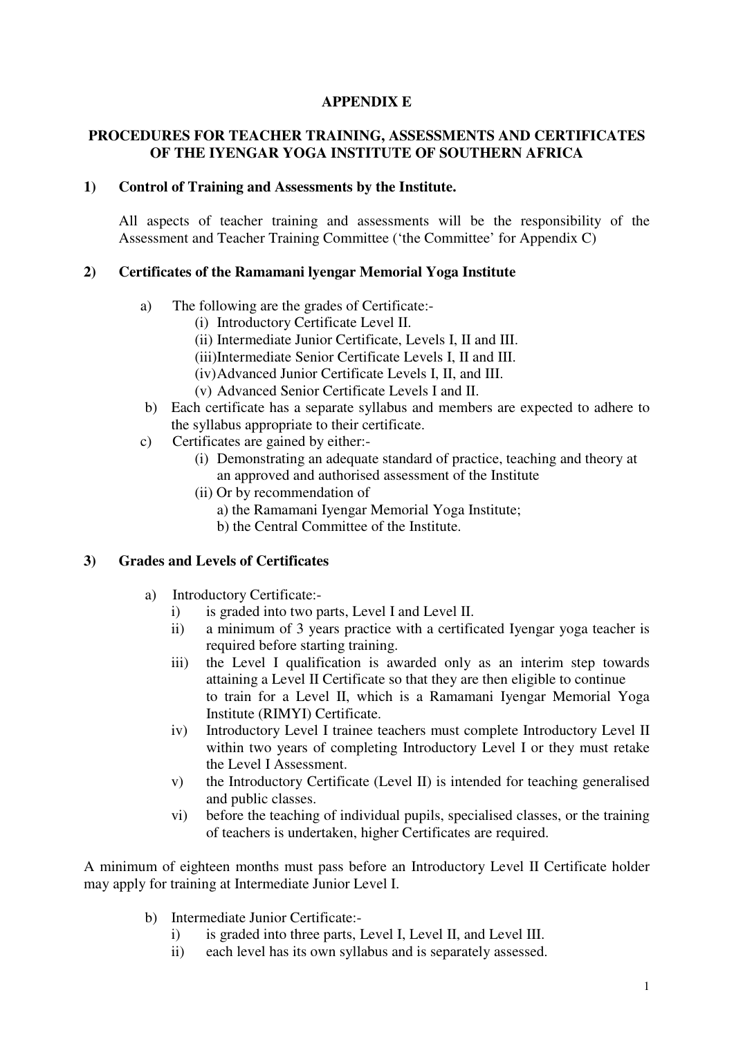# APPENDIX E

## PROCEDURES FOR TEACHER TRAINING, ASSESSMENTS AND CERTIFICATES OF THE IYENGAR YOGA INSTITUTE OF SOUTHERN AFRICA

### 1) Control of Training and Assessments by the Institute.

All aspects of teacher training and assessments will be the responsibility of the Assessment and Teacher Training Committee ('the Committee' for Appendix C)

### 2) Certificates of the Ramamani lyengar Memorial Yoga Institute

a) The following are the grades of Certificate:-
   (i) Introductory Certificate Level II.
   (ii) Intermediate Junior Certificate, Levels I, II and III.
   (iii) Intermediate Senior Certificate Levels I, II and III.
   (iv) Advanced Junior Certificate Levels I, II, and III.
   (v) Advanced Senior Certificate Levels I and II.

b) Each certificate has a separate syllabus and members are expected to adhere to the syllabus appropriate to their certificate.

c) Certificates are gained by either:-
   (i) Demonstrating an adequate standard of practice, teaching and theory at an approved and authorised assessment of the Institute
   (ii) Or by recommendation of
      a) the Ramamani Iyengar Memorial Yoga Institute;
      b) the Central Committee of the Institute.

### 3) Grades and Levels of Certificates

a) Introductory Certificate:-
   i) is graded into two parts, Level I and Level II.
   ii) a minimum of 3 years practice with a certificated Iyengar yoga teacher is required before starting training.
   iii) the Level I qualification is awarded only as an interim step towards attaining a Level II Certificate so that they are then eligible to continue to train for a Level II, which is a Ramamani Iyengar Memorial Yoga Institute (RIMYI) Certificate.
   iv) Introductory Level I trainee teachers must complete Introductory Level II within two years of completing Introductory Level I or they must retake the Level I Assessment.
   v) the Introductory Certificate (Level II) is intended for teaching generalised and public classes.
   vi) before the teaching of individual pupils, specialised classes, or the training of teachers is undertaken, higher Certificates are required.

A minimum of eighteen months must pass before an Introductory Level II Certificate holder may apply for training at Intermediate Junior Level I.

b) Intermediate Junior Certificate:-
   i) is graded into three parts, Level I, Level II, and Level III.
   ii) each level has its own syllabus and is separately assessed.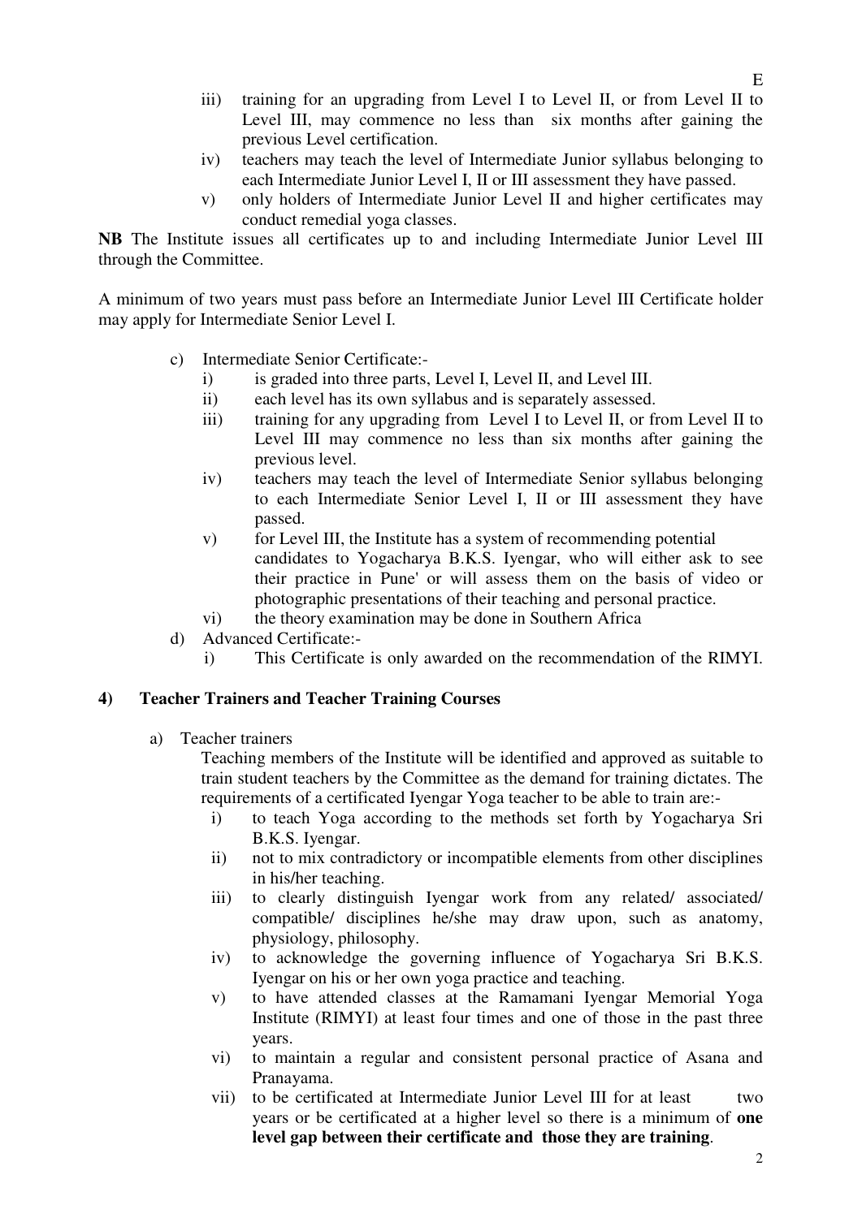iii) training for an upgrading from Level I to Level II, or from Level II to Level III, may commence no less than six months after gaining the previous Level certification.

iv) teachers may teach the level of Intermediate Junior syllabus belonging to each Intermediate Junior Level I, II or III assessment they have passed.

v) only holders of Intermediate Junior Level II and higher certificates may conduct remedial yoga classes.

**NB** The Institute issues all certificates up to and including Intermediate Junior Level III through the Committee.

A minimum of two years must pass before an Intermediate Junior Level III Certificate holder may apply for Intermediate Senior Level I.

c) Intermediate Senior Certificate:-

  i) is graded into three parts, Level I, Level II, and Level III.

  ii) each level has its own syllabus and is separately assessed.

  iii) training for any upgrading from Level I to Level II, or from Level II to Level III may commence no less than six months after gaining the previous level.

  iv) teachers may teach the level of Intermediate Senior syllabus belonging to each Intermediate Senior Level I, II or III assessment they have passed.

  v) for Level III, the Institute has a system of recommending potential candidates to Yogacharya B.K.S. Iyengar, who will either ask to see their practice in Pune' or will assess them on the basis of video or photographic presentations of their teaching and personal practice.

  vi) the theory examination may be done in Southern Africa

d) Advanced Certificate:-

  i) This Certificate is only awarded on the recommendation of the RIMYI.

## 4) Teacher Trainers and Teacher Training Courses

a) Teacher trainers

Teaching members of the Institute will be identified and approved as suitable to train student teachers by the Committee as the demand for training dictates. The requirements of a certificated Iyengar Yoga teacher to be able to train are:-

  i) to teach Yoga according to the methods set forth by Yogacharya Sri B.K.S. Iyengar.

  ii) not to mix contradictory or incompatible elements from other disciplines in his/her teaching.

  iii) to clearly distinguish Iyengar work from any related/ associated/ compatible/ disciplines he/she may draw upon, such as anatomy, physiology, philosophy.

  iv) to acknowledge the governing influence of Yogacharya Sri B.K.S. Iyengar on his or her own yoga practice and teaching.

  v) to have attended classes at the Ramamani Iyengar Memorial Yoga Institute (RIMYI) at least four times and one of those in the past three years.

  vi) to maintain a regular and consistent personal practice of Asana and Pranayama.

  vii) to be certificated at Intermediate Junior Level III for at least two years or be certificated at a higher level so there is a minimum of **one level gap between their certificate and those they are training**.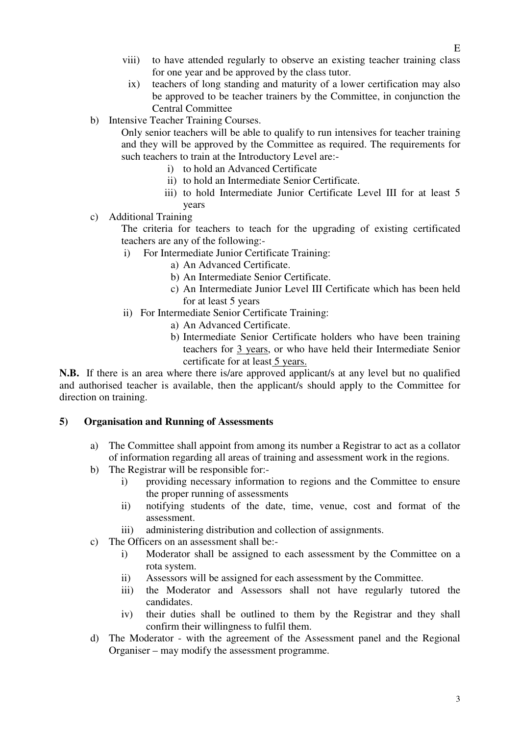viii) to have attended regularly to observe an existing teacher training class for one year and be approved by the class tutor.

ix) teachers of long standing and maturity of a lower certification may also be approved to be teacher trainers by the Committee, in conjunction the Central Committee

b) Intensive Teacher Training Courses.

Only senior teachers will be able to qualify to run intensives for teacher training and they will be approved by the Committee as required. The requirements for such teachers to train at the Introductory Level are:-

i) to hold an Advanced Certificate
ii) to hold an Intermediate Senior Certificate.
iii) to hold Intermediate Junior Certificate Level III for at least 5 years

c) Additional Training

The criteria for teachers to teach for the upgrading of existing certificated teachers are any of the following:-

i) For Intermediate Junior Certificate Training:
   a) An Advanced Certificate.
   b) An Intermediate Senior Certificate.
   c) An Intermediate Junior Level III Certificate which has been held for at least 5 years

ii) For Intermediate Senior Certificate Training:
   a) An Advanced Certificate.
   b) Intermediate Senior Certificate holders who have been training teachers for 3 years, or who have held their Intermediate Senior certificate for at least 5 years.

**N.B.** If there is an area where there is/are approved applicant/s at any level but no qualified and authorised teacher is available, then the applicant/s should apply to the Committee for direction on training.

**5) Organisation and Running of Assessments**

a) The Committee shall appoint from among its number a Registrar to act as a collator of information regarding all areas of training and assessment work in the regions.

b) The Registrar will be responsible for:-
   i) providing necessary information to regions and the Committee to ensure the proper running of assessments
   ii) notifying students of the date, time, venue, cost and format of the assessment.
   iii) administering distribution and collection of assignments.

c) The Officers on an assessment shall be:-
   i) Moderator shall be assigned to each assessment by the Committee on a rota system.
   ii) Assessors will be assigned for each assessment by the Committee.
   iii) the Moderator and Assessors shall not have regularly tutored the candidates.
   iv) their duties shall be outlined to them by the Registrar and they shall confirm their willingness to fulfil them.

d) The Moderator - with the agreement of the Assessment panel and the Regional Organiser – may modify the assessment programme.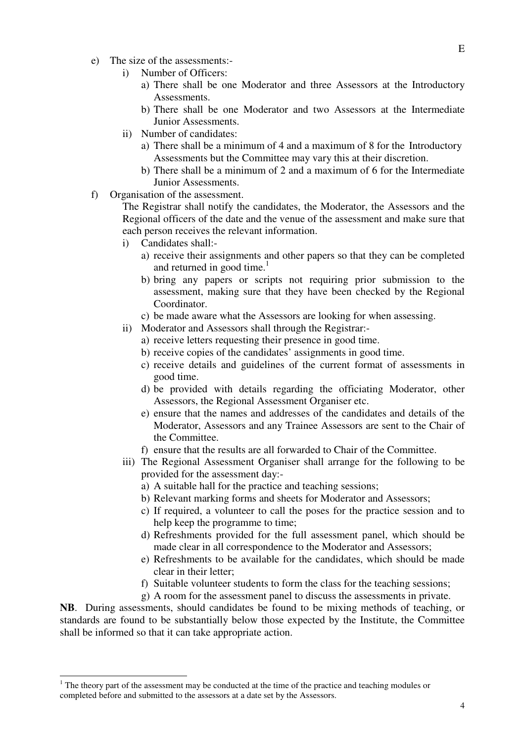e) The size of the assessments:-
   i) Number of Officers:
      a) There shall be one Moderator and three Assessors at the Introductory Assessments.
      b) There shall be one Moderator and two Assessors at the Intermediate Junior Assessments.
   ii) Number of candidates:
      a) There shall be a minimum of 4 and a maximum of 8 for the Introductory Assessments but the Committee may vary this at their discretion.
      b) There shall be a minimum of 2 and a maximum of 6 for the Intermediate Junior Assessments.

f) Organisation of the assessment.

   The Registrar shall notify the candidates, the Moderator, the Assessors and the Regional officers of the date and the venue of the assessment and make sure that each person receives the relevant information.
   i) Candidates shall:-
      a) receive their assignments and other papers so that they can be completed and returned in good time.[1]
      b) bring any papers or scripts not requiring prior submission to the assessment, making sure that they have been checked by the Regional Coordinator.
      c) be made aware what the Assessors are looking for when assessing.
   ii) Moderator and Assessors shall through the Registrar:-
      a) receive letters requesting their presence in good time.
      b) receive copies of the candidates' assignments in good time.
      c) receive details and guidelines of the current format of assessments in good time.
      d) be provided with details regarding the officiating Moderator, other Assessors, the Regional Assessment Organiser etc.
      e) ensure that the names and addresses of the candidates and details of the Moderator, Assessors and any Trainee Assessors are sent to the Chair of the Committee.
      f) ensure that the results are all forwarded to Chair of the Committee.
   iii) The Regional Assessment Organiser shall arrange for the following to be provided for the assessment day:-
      a) A suitable hall for the practice and teaching sessions;
      b) Relevant marking forms and sheets for Moderator and Assessors;
      c) If required, a volunteer to call the poses for the practice session and to help keep the programme to time;
      d) Refreshments provided for the full assessment panel, which should be made clear in all correspondence to the Moderator and Assessors;
      e) Refreshments to be available for the candidates, which should be made clear in their letter;
      f) Suitable volunteer students to form the class for the teaching sessions;
      g) A room for the assessment panel to discuss the assessments in private.

**NB**. During assessments, should candidates be found to be mixing methods of teaching, or standards are found to be substantially below those expected by the Institute, the Committee shall be informed so that it can take appropriate action.

---

[1] The theory part of the assessment may be conducted at the time of the practice and teaching modules or completed before and submitted to the assessors at a date set by the Assessors.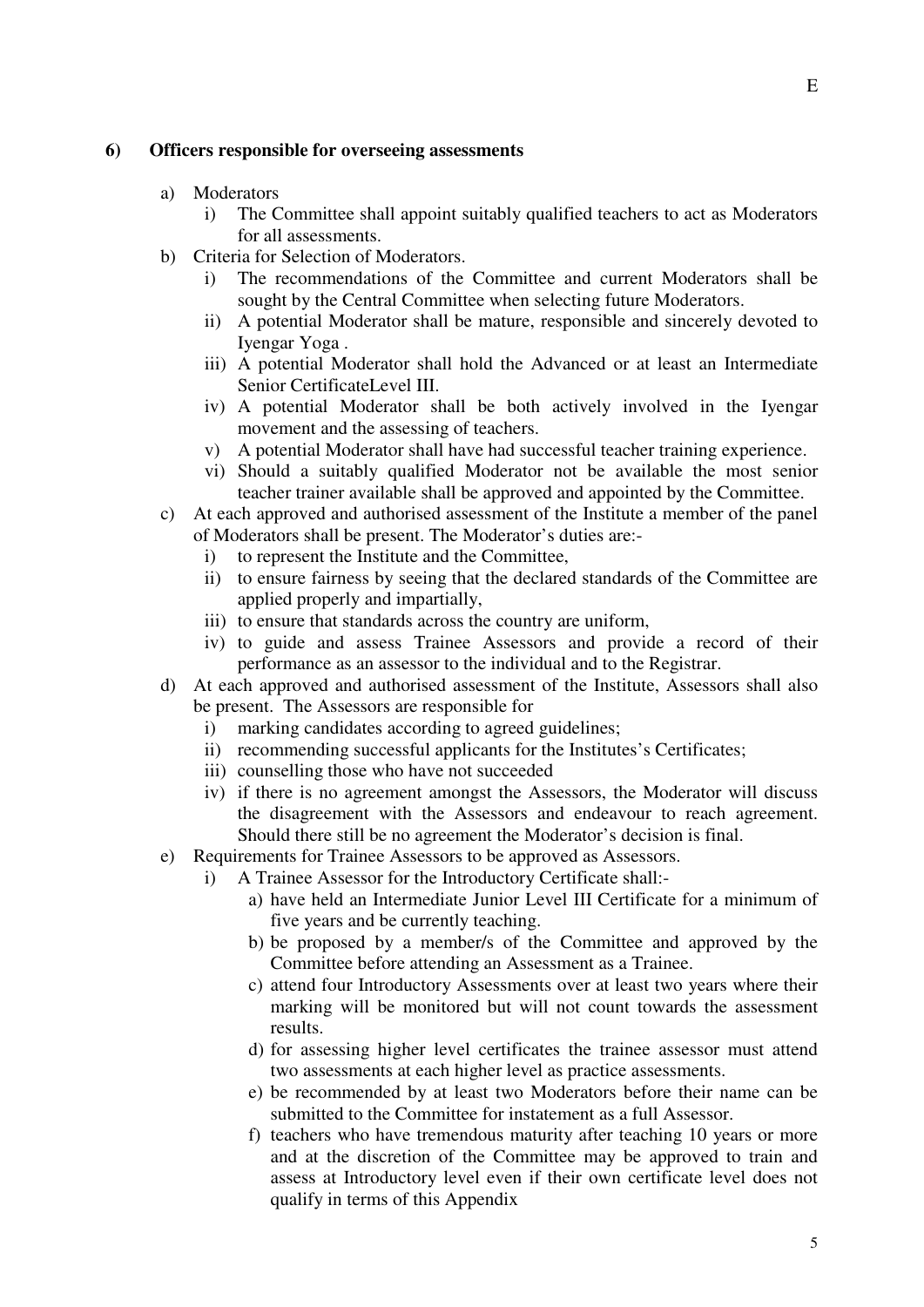### 6) Officers responsible for overseeing assessments

a) Moderators
   i) The Committee shall appoint suitably qualified teachers to act as Moderators for all assessments.

b) Criteria for Selection of Moderators.
   i) The recommendations of the Committee and current Moderators shall be sought by the Central Committee when selecting future Moderators.
   ii) A potential Moderator shall be mature, responsible and sincerely devoted to Iyengar Yoga .
   iii) A potential Moderator shall hold the Advanced or at least an Intermediate Senior CertificateLevel III.
   iv) A potential Moderator shall be both actively involved in the Iyengar movement and the assessing of teachers.
   v) A potential Moderator shall have had successful teacher training experience.
   vi) Should a suitably qualified Moderator not be available the most senior teacher trainer available shall be approved and appointed by the Committee.

c) At each approved and authorised assessment of the Institute a member of the panel of Moderators shall be present. The Moderator's duties are:-
   i) to represent the Institute and the Committee,
   ii) to ensure fairness by seeing that the declared standards of the Committee are applied properly and impartially,
   iii) to ensure that standards across the country are uniform,
   iv) to guide and assess Trainee Assessors and provide a record of their performance as an assessor to the individual and to the Registrar.

d) At each approved and authorised assessment of the Institute, Assessors shall also be present. The Assessors are responsible for
   i) marking candidates according to agreed guidelines;
   ii) recommending successful applicants for the Institutes's Certificates;
   iii) counselling those who have not succeeded
   iv) if there is no agreement amongst the Assessors, the Moderator will discuss the disagreement with the Assessors and endeavour to reach agreement. Should there still be no agreement the Moderator's decision is final.

e) Requirements for Trainee Assessors to be approved as Assessors.
   i) A Trainee Assessor for the Introductory Certificate shall:-
      a) have held an Intermediate Junior Level III Certificate for a minimum of five years and be currently teaching.
      b) be proposed by a member/s of the Committee and approved by the Committee before attending an Assessment as a Trainee.
      c) attend four Introductory Assessments over at least two years where their marking will be monitored but will not count towards the assessment results.
      d) for assessing higher level certificates the trainee assessor must attend two assessments at each higher level as practice assessments.
      e) be recommended by at least two Moderators before their name can be submitted to the Committee for instatement as a full Assessor.
      f) teachers who have tremendous maturity after teaching 10 years or more and at the discretion of the Committee may be approved to train and assess at Introductory level even if their own certificate level does not qualify in terms of this Appendix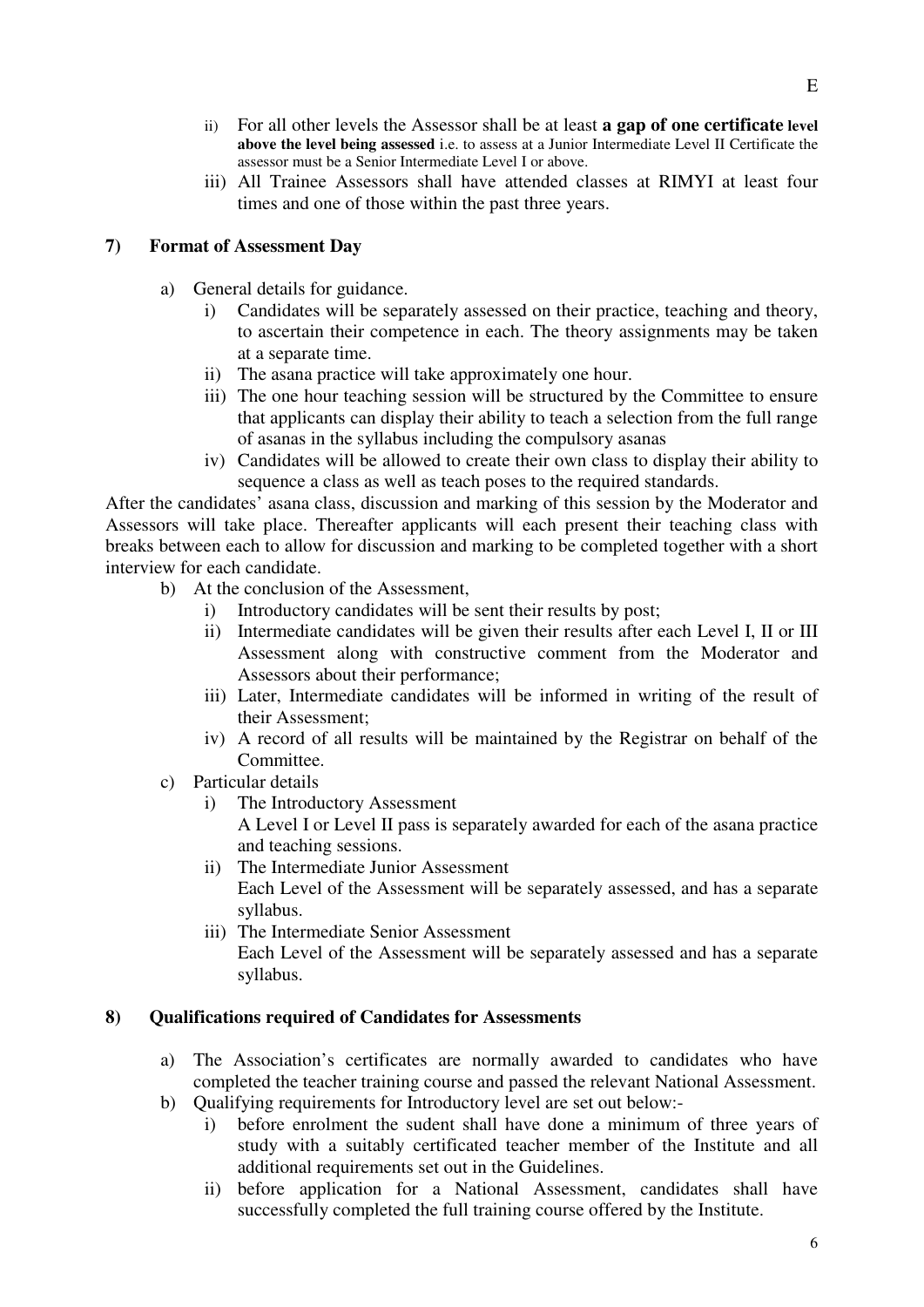ii) For all other levels the Assessor shall be at least **a gap of one certificate level above the level being assessed** i.e. to assess at a Junior Intermediate Level II Certificate the assessor must be a Senior Intermediate Level I or above.

iii) All Trainee Assessors shall have attended classes at RIMYI at least four times and one of those within the past three years.

## 7) Format of Assessment Day

a) General details for guidance.

   i) Candidates will be separately assessed on their practice, teaching and theory, to ascertain their competence in each. The theory assignments may be taken at a separate time.

   ii) The asana practice will take approximately one hour.

   iii) The one hour teaching session will be structured by the Committee to ensure that applicants can display their ability to teach a selection from the full range of asanas in the syllabus including the compulsory asanas

   iv) Candidates will be allowed to create their own class to display their ability to sequence a class as well as teach poses to the required standards.

After the candidates' asana class, discussion and marking of this session by the Moderator and Assessors will take place. Thereafter applicants will each present their teaching class with breaks between each to allow for discussion and marking to be completed together with a short interview for each candidate.

b) At the conclusion of the Assessment,

   i) Introductory candidates will be sent their results by post;

   ii) Intermediate candidates will be given their results after each Level I, II or III Assessment along with constructive comment from the Moderator and Assessors about their performance;

   iii) Later, Intermediate candidates will be informed in writing of the result of their Assessment;

   iv) A record of all results will be maintained by the Registrar on behalf of the Committee.

c) Particular details

   i) The Introductory Assessment
   A Level I or Level II pass is separately awarded for each of the asana practice and teaching sessions.

   ii) The Intermediate Junior Assessment
   Each Level of the Assessment will be separately assessed, and has a separate syllabus.

   iii) The Intermediate Senior Assessment
   Each Level of the Assessment will be separately assessed and has a separate syllabus.

## 8) Qualifications required of Candidates for Assessments

a) The Association's certificates are normally awarded to candidates who have completed the teacher training course and passed the relevant National Assessment.

b) Qualifying requirements for Introductory level are set out below:-

   i) before enrolment the sudent shall have done a minimum of three years of study with a suitably certificated teacher member of the Institute and all additional requirements set out in the Guidelines.

   ii) before application for a National Assessment, candidates shall have successfully completed the full training course offered by the Institute.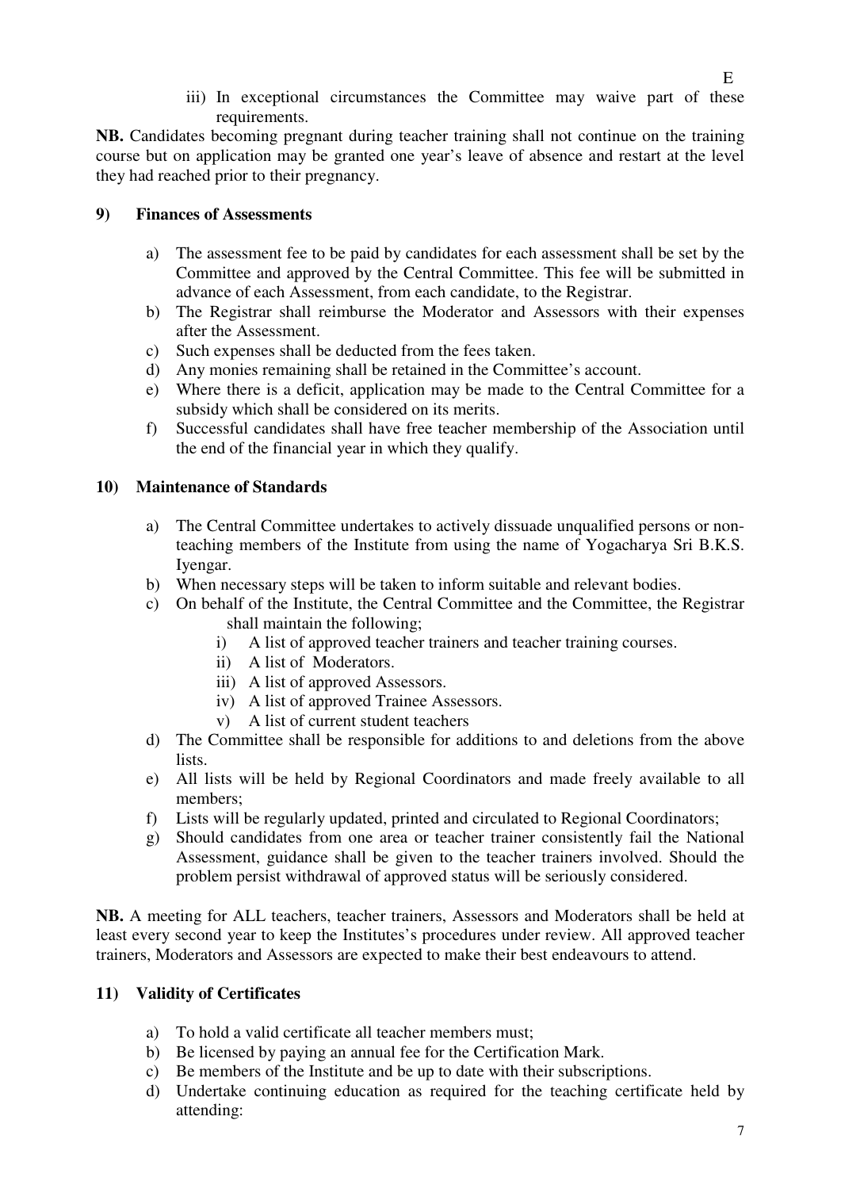iii) In exceptional circumstances the Committee may waive part of these requirements.

**NB.** Candidates becoming pregnant during teacher training shall not continue on the training course but on application may be granted one year's leave of absence and restart at the level they had reached prior to their pregnancy.

## 9) Finances of Assessments

a) The assessment fee to be paid by candidates for each assessment shall be set by the Committee and approved by the Central Committee. This fee will be submitted in advance of each Assessment, from each candidate, to the Registrar.
b) The Registrar shall reimburse the Moderator and Assessors with their expenses after the Assessment.
c) Such expenses shall be deducted from the fees taken.
d) Any monies remaining shall be retained in the Committee's account.
e) Where there is a deficit, application may be made to the Central Committee for a subsidy which shall be considered on its merits.
f) Successful candidates shall have free teacher membership of the Association until the end of the financial year in which they qualify.

## 10) Maintenance of Standards

a) The Central Committee undertakes to actively dissuade unqualified persons or non-teaching members of the Institute from using the name of Yogacharya Sri B.K.S. Iyengar.
b) When necessary steps will be taken to inform suitable and relevant bodies.
c) On behalf of the Institute, the Central Committee and the Committee, the Registrar shall maintain the following;
   i) A list of approved teacher trainers and teacher training courses.
   ii) A list of Moderators.
   iii) A list of approved Assessors.
   iv) A list of approved Trainee Assessors.
   v) A list of current student teachers
d) The Committee shall be responsible for additions to and deletions from the above lists.
e) All lists will be held by Regional Coordinators and made freely available to all members;
f) Lists will be regularly updated, printed and circulated to Regional Coordinators;
g) Should candidates from one area or teacher trainer consistently fail the National Assessment, guidance shall be given to the teacher trainers involved. Should the problem persist withdrawal of approved status will be seriously considered.

**NB.** A meeting for ALL teachers, teacher trainers, Assessors and Moderators shall be held at least every second year to keep the Institutes's procedures under review. All approved teacher trainers, Moderators and Assessors are expected to make their best endeavours to attend.

## 11) Validity of Certificates

a) To hold a valid certificate all teacher members must;
b) Be licensed by paying an annual fee for the Certification Mark.
c) Be members of the Institute and be up to date with their subscriptions.
d) Undertake continuing education as required for the teaching certificate held by attending: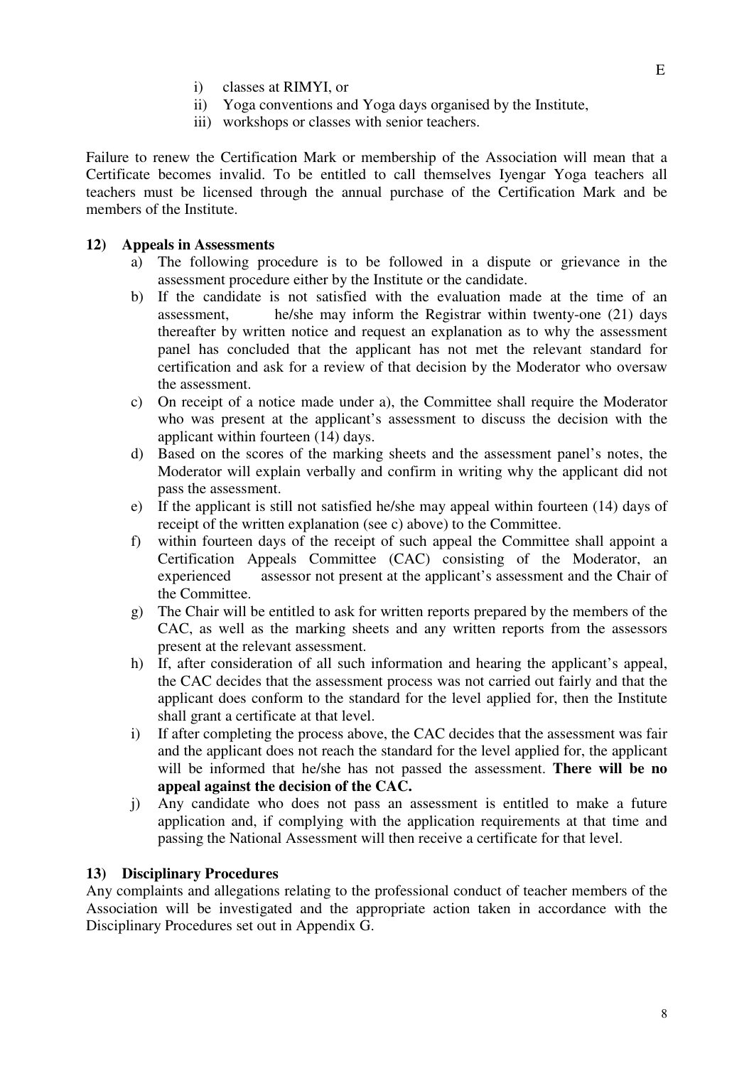i) classes at RIMYI, or
ii) Yoga conventions and Yoga days organised by the Institute,
iii) workshops or classes with senior teachers.

Failure to renew the Certification Mark or membership of the Association will mean that a Certificate becomes invalid. To be entitled to call themselves Iyengar Yoga teachers all teachers must be licensed through the annual purchase of the Certification Mark and be members of the Institute.

**12) Appeals in Assessments**

a) The following procedure is to be followed in a dispute or grievance in the assessment procedure either by the Institute or the candidate.
b) If the candidate is not satisfied with the evaluation made at the time of an assessment, he/she may inform the Registrar within twenty-one (21) days thereafter by written notice and request an explanation as to why the assessment panel has concluded that the applicant has not met the relevant standard for certification and ask for a review of that decision by the Moderator who oversaw the assessment.
c) On receipt of a notice made under a), the Committee shall require the Moderator who was present at the applicant's assessment to discuss the decision with the applicant within fourteen (14) days.
d) Based on the scores of the marking sheets and the assessment panel's notes, the Moderator will explain verbally and confirm in writing why the applicant did not pass the assessment.
e) If the applicant is still not satisfied he/she may appeal within fourteen (14) days of receipt of the written explanation (see c) above) to the Committee.
f) within fourteen days of the receipt of such appeal the Committee shall appoint a Certification Appeals Committee (CAC) consisting of the Moderator, an experienced assessor not present at the applicant's assessment and the Chair of the Committee.
g) The Chair will be entitled to ask for written reports prepared by the members of the CAC, as well as the marking sheets and any written reports from the assessors present at the relevant assessment.
h) If, after consideration of all such information and hearing the applicant's appeal, the CAC decides that the assessment process was not carried out fairly and that the applicant does conform to the standard for the level applied for, then the Institute shall grant a certificate at that level.
i) If after completing the process above, the CAC decides that the assessment was fair and the applicant does not reach the standard for the level applied for, the applicant will be informed that he/she has not passed the assessment. **There will be no appeal against the decision of the CAC.**
j) Any candidate who does not pass an assessment is entitled to make a future application and, if complying with the application requirements at that time and passing the National Assessment will then receive a certificate for that level.

**13) Disciplinary Procedures**

Any complaints and allegations relating to the professional conduct of teacher members of the Association will be investigated and the appropriate action taken in accordance with the Disciplinary Procedures set out in Appendix G.